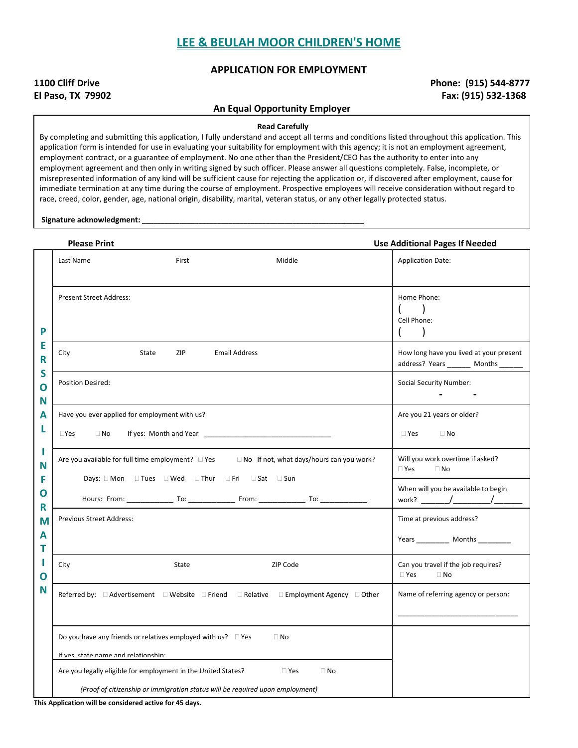# LEE & BEULAH MOOR CHILDREN'S HOME

## APPLICATION FOR EMPLOYMENT

**1100 Cliff Drive**
**El Paso, TX 79902**

**Phone: (915) 544-8777**
**Fax: (915) 532-1368**

**An Equal Opportunity Employer**

**Read Carefully**

By completing and submitting this application, I fully understand and accept all terms and conditions listed throughout this application. This application form is intended for use in evaluating your suitability for employment with this agency; it is not an employment agreement, employment contract, or a guarantee of employment. No one other than the President/CEO has the authority to enter into any employment agreement and then only in writing signed by such officer. Please answer all questions completely. False, incomplete, or misrepresented information of any kind will be sufficient cause for rejecting the application or, if discovered after employment, cause for immediate termination at any time during the course of employment. Prospective employees will receive consideration without regard to race, creed, color, gender, age, national origin, disability, marital, veteran status, or any other legally protected status.

**Signature acknowledgment:** ________________________________________________________

**Please Print** | **Use Additional Pages If Needed**

**PERSONAL INFORMATION**

| | |
|---|---|
| Last Name First Middle | Application Date: |
| Present Street Address: | Home Phone: ( ) <br> Cell Phone: ( ) |
| City State ZIP Email Address | How long have you lived at your present address? Years ______ Months ______ |
| Position Desired: | Social Security Number: - - |
| Have you ever applied for employment with us? <br> ☐Yes ☐No If yes: Month and Year __________________________________ | Are you 21 years or older? <br> ☐Yes ☐No |
| Are you available for full time employment? ☐Yes ☐No If not, what days/hours can you work? <br> Days: ☐Mon ☐Tues ☐Wed ☐Thur ☐Fri ☐Sat ☐Sun <br> Hours: From: ____________ To: ____________ From: ____________ To: ____________ | Will you work overtime if asked? <br> ☐Yes ☐No <br> When will you be available to begin work? _______/_________/_______ |
| Previous Street Address: | Time at previous address? <br> Years ________ Months ________ |
| City State ZIP Code | Can you travel if the job requires? <br> ☐Yes ☐No |
| Referred by: ☐Advertisement ☐Website ☐Friend ☐Relative ☐Employment Agency ☐Other | Name of referring agency or person: <br> ________________________________ |
| Do you have any friends or relatives employed with us? ☐Yes ☐No <br> If yes, state name and relationship: | |
| Are you legally eligible for employment in the United States? ☐Yes ☐No <br> *(Proof of citizenship or immigration status will be required upon employment)* | |

**This Application will be considered active for 45 days.**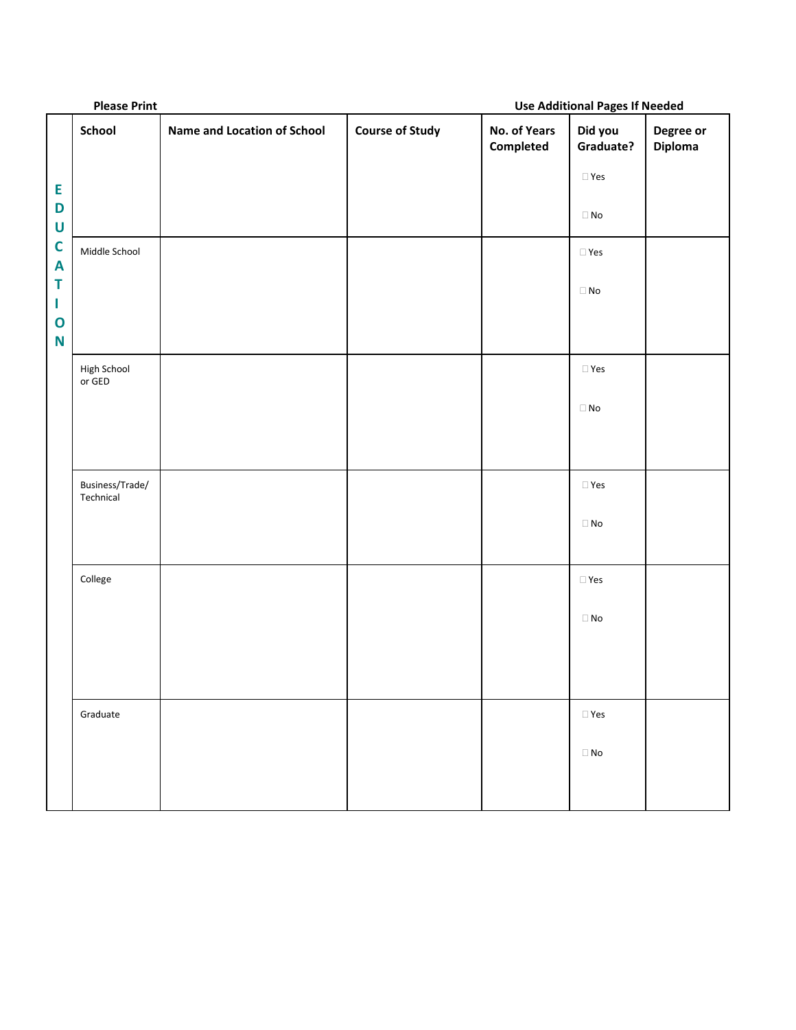**Please Print** **Use Additional Pages If Needed**

**EDUCATION**

| School | Name and Location of School | Course of Study | No. of Years Completed | Did you Graduate? | Degree or Diploma |
|---|---|---|---|---|---|
| | | | | ☐ Yes ☐ No | |
| Middle School | | | | ☐ Yes ☐ No | |
| High School or GED | | | | ☐ Yes ☐ No | |
| Business/Trade/ Technical | | | | ☐ Yes ☐ No | |
| College | | | | ☐ Yes ☐ No | |
| Graduate | | | | ☐ Yes ☐ No | |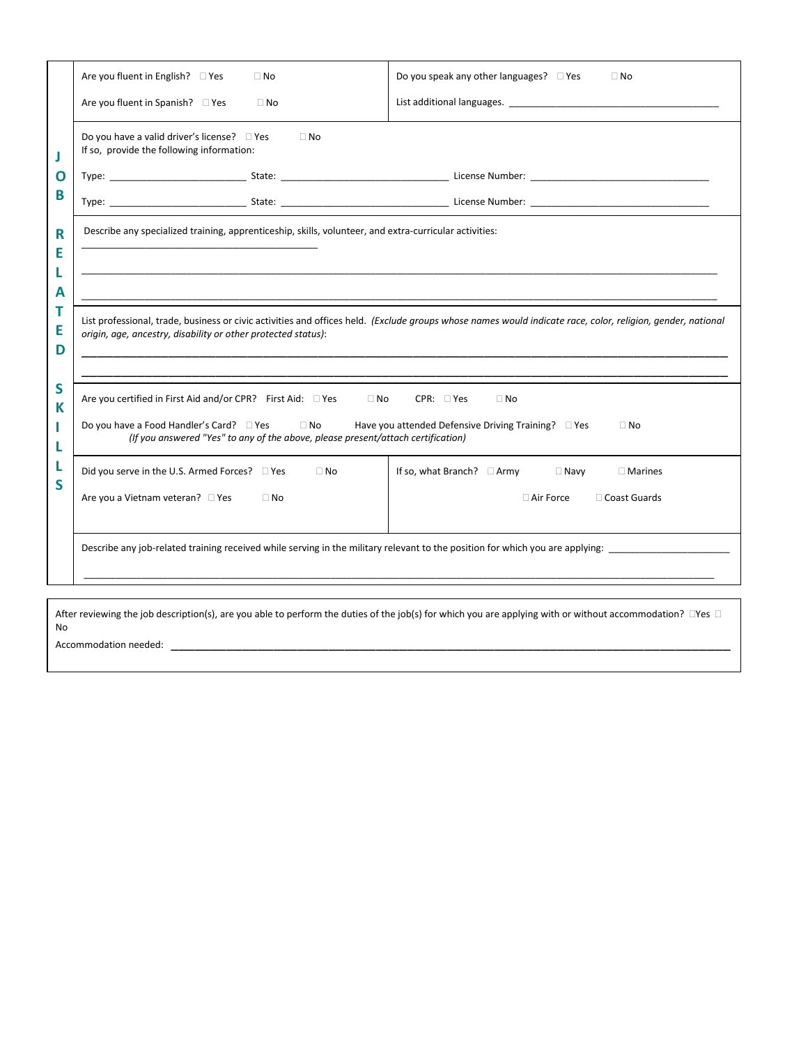## JOB RELATED SKILLS

Are you fluent in English? ☐ Yes ☐ No

Are you fluent in Spanish? ☐ Yes ☐ No

Do you speak any other languages? ☐ Yes ☐ No

List additional languages. ________________________________________

Do you have a valid driver's license? ☐ Yes ☐ No
If so, provide the following information:

Type: _________________________ State: _______________________________ License Number: _________________________________

Type: _________________________ State: _______________________________ License Number: _________________________________

Describe any specialized training, apprenticeship, skills, volunteer, and extra-curricular activities:
___________________________________________

_______________________________________________________________________________________________________________

_______________________________________________________________________________________________________________

List professional, trade, business or civic activities and offices held. *(Exclude groups whose names would indicate race, color, religion, gender, national origin, age, ancestry, disability or other protected status)*:

_______________________________________________________________________________________________________________

_______________________________________________________________________________________________________________

Are you certified in First Aid and/or CPR? First Aid: ☐ Yes ☐ No CPR: ☐ Yes ☐ No

Do you have a Food Handler's Card? ☐ Yes ☐ No Have you attended Defensive Driving Training? ☐ Yes ☐ No
*(If you answered "Yes" to any of the above, please present/attach certification)*

Did you serve in the U.S. Armed Forces? ☐ Yes ☐ No

Are you a Vietnam veteran? ☐ Yes ☐ No

If so, what Branch? ☐ Army ☐ Navy ☐ Marines ☐ Air Force ☐ Coast Guards

Describe any job-related training received while serving in the military relevant to the position for which you are applying: _______________________

_______________________________________________________________________________________________________________

After reviewing the job description(s), are you able to perform the duties of the job(s) for which you are applying with or without accommodation? ☐Yes ☐ No

Accommodation needed: _____________________________________________________________________________________________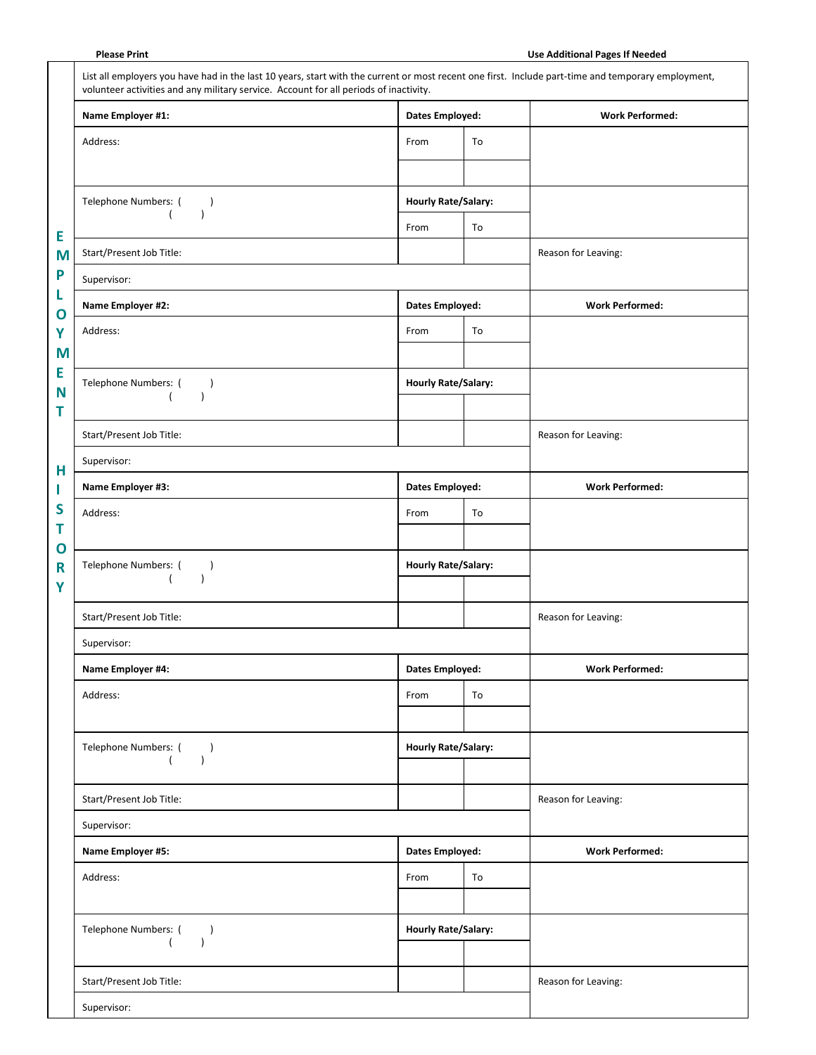**Please Print** **Use Additional Pages If Needed**

## EMPLOYMENT HISTORY

List all employers you have had in the last 10 years, start with the current or most recent one first. Include part-time and temporary employment, volunteer activities and any military service. Account for all periods of inactivity.

| **Name Employer #1:** | **Dates Employed:** | | **Work Performed:** |
|---|---|---|---|
| Address: | From | To | |
| | | | |
| Telephone Numbers: ( ) <br> ( ) | **Hourly Rate/Salary:** | | |
| | From | To | |
| Start/Present Job Title: | | | Reason for Leaving: |
| Supervisor: | | | |

| **Name Employer #2:** | **Dates Employed:** | | **Work Performed:** |
|---|---|---|---|
| Address: | From | To | |
| | | | |
| Telephone Numbers: ( ) <br> ( ) | **Hourly Rate/Salary:** | | |
| | | | |
| Start/Present Job Title: | | | Reason for Leaving: |
| Supervisor: | | | |

| **Name Employer #3:** | **Dates Employed:** | | **Work Performed:** |
|---|---|---|---|
| Address: | From | To | |
| | | | |
| Telephone Numbers: ( ) <br> ( ) | **Hourly Rate/Salary:** | | |
| | | | |
| Start/Present Job Title: | | | Reason for Leaving: |
| Supervisor: | | | |

| **Name Employer #4:** | **Dates Employed:** | | **Work Performed:** |
|---|---|---|---|
| Address: | From | To | |
| | | | |
| Telephone Numbers: ( ) <br> ( ) | **Hourly Rate/Salary:** | | |
| | | | |
| Start/Present Job Title: | | | Reason for Leaving: |
| Supervisor: | | | |

| **Name Employer #5:** | **Dates Employed:** | | **Work Performed:** |
|---|---|---|---|
| Address: | From | To | |
| | | | |
| Telephone Numbers: ( ) <br> ( ) | **Hourly Rate/Salary:** | | |
| | | | |
| Start/Present Job Title: | | | Reason for Leaving: |
| Supervisor: | | | |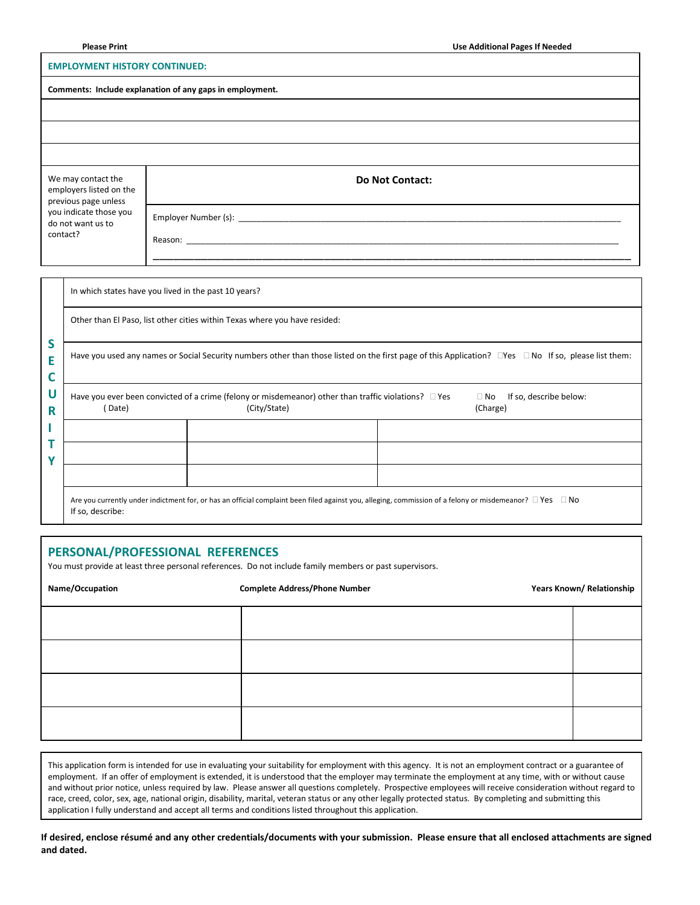**Please Print** **Use Additional Pages If Needed**

## EMPLOYMENT HISTORY CONTINUED:

**Comments: Include explanation of any gaps in employment.**

| |
|---|
| |
| |
| |

| We may contact the employers listed on the previous page unless you indicate those you do not want us to contact? | **Do Not Contact:**<br><br>Employer Number (s): ______________________________<br><br>Reason: ______________________________<br>______________________________ |
|---|---|

## SECURITY

In which states have you lived in the past 10 years?

Other than El Paso, list other cities within Texas where you have resided:

Have you used any names or Social Security numbers other than those listed on the first page of this Application? ☐Yes ☐No If so, please list them:

Have you ever been convicted of a crime (felony or misdemeanor) other than traffic violations? ☐ Yes ☐ No If so, describe below:

| (Date) | (City/State) | (Charge) |
|---|---|---|
| | | |
| | | |
| | | |

Are you currently under indictment for, or has an official complaint been filed against you, alleging, commission of a felony or misdemeanor? ☐ Yes ☐ No
If so, describe:

## PERSONAL/PROFESSIONAL REFERENCES

You must provide at least three personal references. Do not include family members or past supervisors.

| Name/Occupation | Complete Address/Phone Number | Years Known/ Relationship |
|---|---|---|
| | | |
| | | |
| | | |
| | | |

This application form is intended for use in evaluating your suitability for employment with this agency. It is not an employment contract or a guarantee of employment. If an offer of employment is extended, it is understood that the employer may terminate the employment at any time, with or without cause and without prior notice, unless required by law. Please answer all questions completely. Prospective employees will receive consideration without regard to race, creed, color, sex, age, national origin, disability, marital, veteran status or any other legally protected status. By completing and submitting this application I fully understand and accept all terms and conditions listed throughout this application.

**If desired, enclose résumé and any other credentials/documents with your submission. Please ensure that all enclosed attachments are signed and dated.**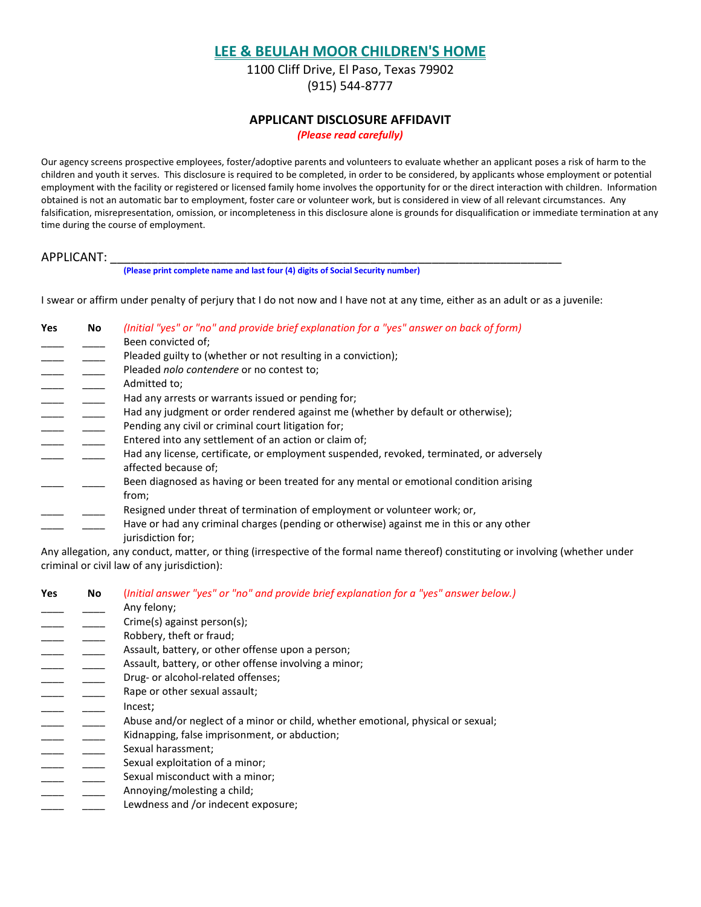## LEE & BEULAH MOOR CHILDREN'S HOME

1100 Cliff Drive, El Paso, Texas 79902
(915) 544-8777

### APPLICANT DISCLOSURE AFFIDAVIT

*(Please read carefully)*

Our agency screens prospective employees, foster/adoptive parents and volunteers to evaluate whether an applicant poses a risk of harm to the children and youth it serves. This disclosure is required to be completed, in order to be considered, by applicants whose employment or potential employment with the facility or registered or licensed family home involves the opportunity for or the direct interaction with children. Information obtained is not an automatic bar to employment, foster care or volunteer work, but is considered in view of all relevant circumstances. Any falsification, misrepresentation, omission, or incompleteness in this disclosure alone is grounds for disqualification or immediate termination at any time during the course of employment.

APPLICANT: ___________________________________________________________________________
**(Please print complete name and last four (4) digits of Social Security number)**

I swear or affirm under penalty of perjury that I do not now and I have not at any time, either as an adult or as a juvenile:

| Yes | No | *(Initial "yes" or "no" and provide brief explanation for a "yes" answer on back of form)* |
|---|---|---|
| ____ | ____ | Been convicted of; |
| ____ | ____ | Pleaded guilty to (whether or not resulting in a conviction); |
| ____ | ____ | Pleaded *nolo contendere* or no contest to; |
| ____ | ____ | Admitted to; |
| ____ | ____ | Had any arrests or warrants issued or pending for; |
| ____ | ____ | Had any judgment or order rendered against me (whether by default or otherwise); |
| ____ | ____ | Pending any civil or criminal court litigation for; |
| ____ | ____ | Entered into any settlement of an action or claim of; |
| ____ | ____ | Had any license, certificate, or employment suspended, revoked, terminated, or adversely affected because of; |
| ____ | ____ | Been diagnosed as having or been treated for any mental or emotional condition arising from; |
| ____ | ____ | Resigned under threat of termination of employment or volunteer work; or, |
| ____ | ____ | Have or had any criminal charges (pending or otherwise) against me in this or any other jurisdiction for; |

Any allegation, any conduct, matter, or thing (irrespective of the formal name thereof) constituting or involving (whether under criminal or civil law of any jurisdiction):

| Yes | No | *(Initial answer "yes" or "no" and provide brief explanation for a "yes" answer below.)* |
|---|---|---|
| ____ | ____ | Any felony; |
| ____ | ____ | Crime(s) against person(s); |
| ____ | ____ | Robbery, theft or fraud; |
| ____ | ____ | Assault, battery, or other offense upon a person; |
| ____ | ____ | Assault, battery, or other offense involving a minor; |
| ____ | ____ | Drug- or alcohol-related offenses; |
| ____ | ____ | Rape or other sexual assault; |
| ____ | ____ | Incest; |
| ____ | ____ | Abuse and/or neglect of a minor or child, whether emotional, physical or sexual; |
| ____ | ____ | Kidnapping, false imprisonment, or abduction; |
| ____ | ____ | Sexual harassment; |
| ____ | ____ | Sexual exploitation of a minor; |
| ____ | ____ | Sexual misconduct with a minor; |
| ____ | ____ | Annoying/molesting a child; |
| ____ | ____ | Lewdness and /or indecent exposure; |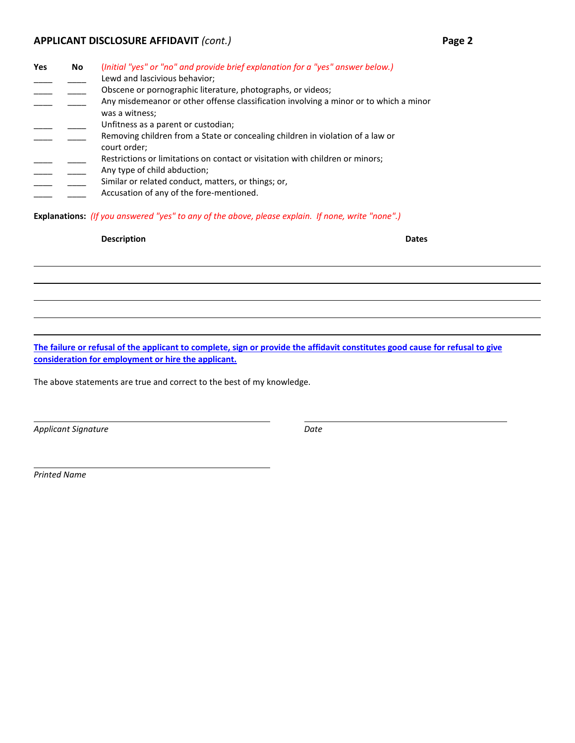## APPLICANT DISCLOSURE AFFIDAVIT *(cont.)*

| Yes | No | *(Initial "yes" or "no" and provide brief explanation for a "yes" answer below.)* |
|---|---|---|
| ____ | ____ | Lewd and lascivious behavior; |
| ____ | ____ | Obscene or pornographic literature, photographs, or videos; |
| ____ | ____ | Any misdemeanor or other offense classification involving a minor or to which a minor was a witness; |
| ____ | ____ | Unfitness as a parent or custodian; |
| ____ | ____ | Removing children from a State or concealing children in violation of a law or court order; |
| ____ | ____ | Restrictions or limitations on contact or visitation with children or minors; |
| ____ | ____ | Any type of child abduction; |
| ____ | ____ | Similar or related conduct, matters, or things; or, |
| ____ | ____ | Accusation of any of the fore-mentioned. |

**Explanations:** *(If you answered "yes" to any of the above, please explain. If none, write "none".)*

| **Description** | **Dates** |
|---|---|
| | |
| | |
| | |
| | |
| | |

**The failure or refusal of the applicant to complete, sign or provide the affidavit constitutes good cause for refusal to give consideration for employment or hire the applicant.**

The above statements are true and correct to the best of my knowledge.

______________________________ ______________________________

*Applicant Signature* *Date*

______________________________

*Printed Name*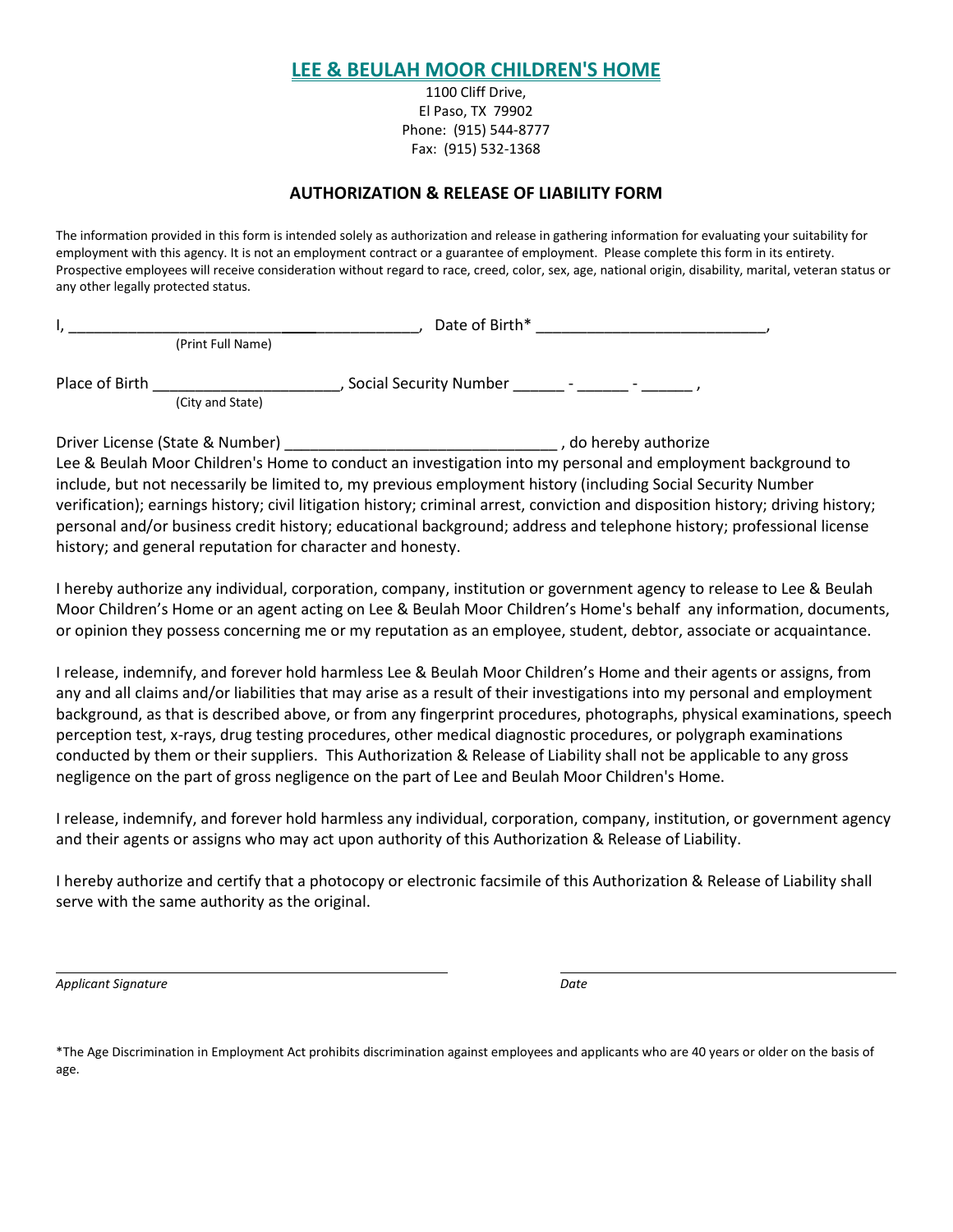# LEE & BEULAH MOOR CHILDREN'S HOME

1100 Cliff Drive,
El Paso, TX 79902
Phone: (915) 544-8777
Fax: (915) 532-1368

## AUTHORIZATION & RELEASE OF LIABILITY FORM

The information provided in this form is intended solely as authorization and release in gathering information for evaluating your suitability for employment with this agency. It is not an employment contract or a guarantee of employment. Please complete this form in its entirety. Prospective employees will receive consideration without regard to race, creed, color, sex, age, national origin, disability, marital, veteran status or any other legally protected status.

I, _______________________________________, Date of Birth* __________________________,
(Print Full Name)

Place of Birth _____________________, Social Security Number ______ - ______ - ______ ,
(City and State)

Driver License (State & Number) _______________________________ , do hereby authorize Lee & Beulah Moor Children's Home to conduct an investigation into my personal and employment background to include, but not necessarily be limited to, my previous employment history (including Social Security Number verification); earnings history; civil litigation history; criminal arrest, conviction and disposition history; driving history; personal and/or business credit history; educational background; address and telephone history; professional license history; and general reputation for character and honesty.

I hereby authorize any individual, corporation, company, institution or government agency to release to Lee & Beulah Moor Children's Home or an agent acting on Lee & Beulah Moor Children's Home's behalf any information, documents, or opinion they possess concerning me or my reputation as an employee, student, debtor, associate or acquaintance.

I release, indemnify, and forever hold harmless Lee & Beulah Moor Children's Home and their agents or assigns, from any and all claims and/or liabilities that may arise as a result of their investigations into my personal and employment background, as that is described above, or from any fingerprint procedures, photographs, physical examinations, speech perception test, x-rays, drug testing procedures, other medical diagnostic procedures, or polygraph examinations conducted by them or their suppliers. This Authorization & Release of Liability shall not be applicable to any gross negligence on the part of gross negligence on the part of Lee and Beulah Moor Children's Home.

I release, indemnify, and forever hold harmless any individual, corporation, company, institution, or government agency and their agents or assigns who may act upon authority of this Authorization & Release of Liability.

I hereby authorize and certify that a photocopy or electronic facsimile of this Authorization & Release of Liability shall serve with the same authority as the original.

_______________________________________ _______________________________
*Applicant Signature* *Date*

*The Age Discrimination in Employment Act prohibits discrimination against employees and applicants who are 40 years or older on the basis of age.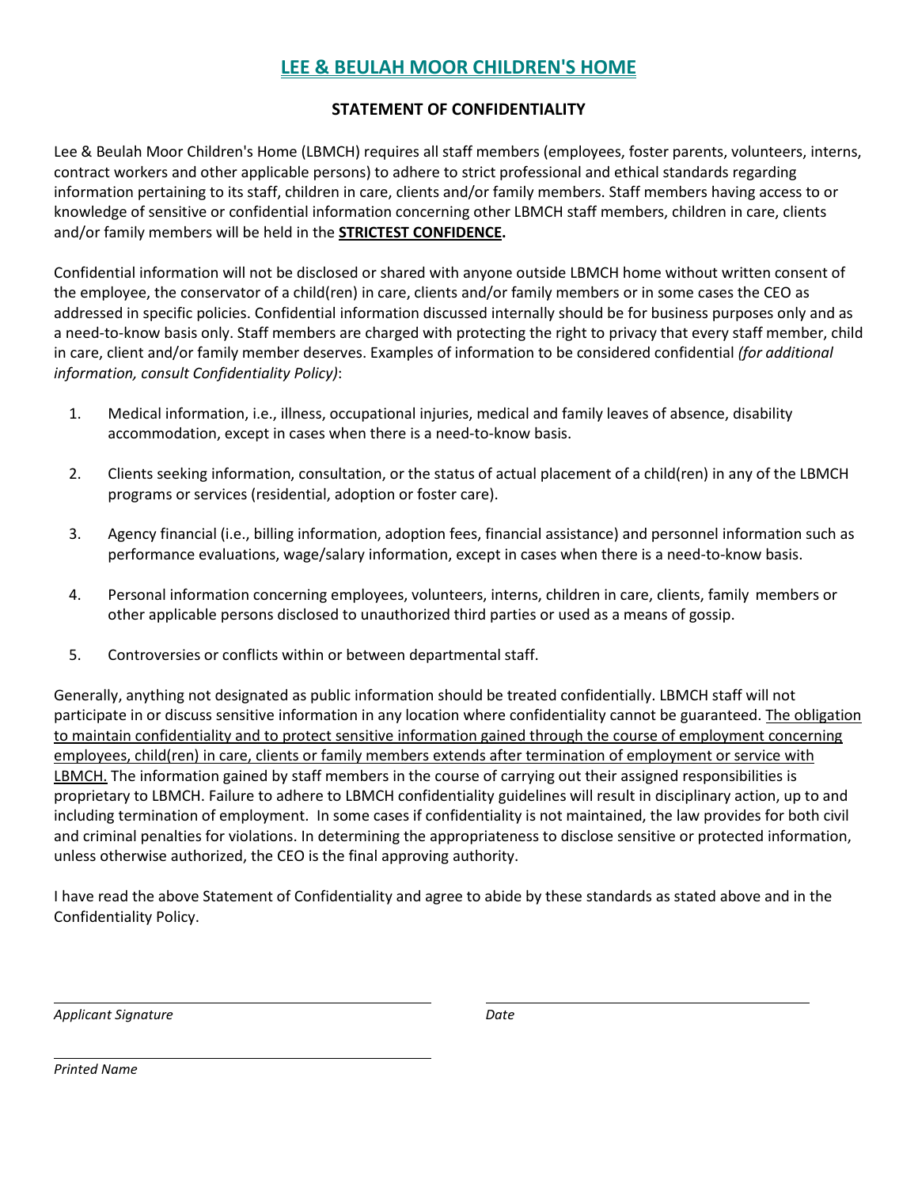# LEE & BEULAH MOOR CHILDREN'S HOME

## STATEMENT OF CONFIDENTIALITY

Lee & Beulah Moor Children's Home (LBMCH) requires all staff members (employees, foster parents, volunteers, interns, contract workers and other applicable persons) to adhere to strict professional and ethical standards regarding information pertaining to its staff, children in care, clients and/or family members. Staff members having access to or knowledge of sensitive or confidential information concerning other LBMCH staff members, children in care, clients and/or family members will be held in the **STRICTEST CONFIDENCE.**

Confidential information will not be disclosed or shared with anyone outside LBMCH home without written consent of the employee, the conservator of a child(ren) in care, clients and/or family members or in some cases the CEO as addressed in specific policies. Confidential information discussed internally should be for business purposes only and as a need-to-know basis only. Staff members are charged with protecting the right to privacy that every staff member, child in care, client and/or family member deserves. Examples of information to be considered confidential *(for additional information, consult Confidentiality Policy)*:

1. Medical information, i.e., illness, occupational injuries, medical and family leaves of absence, disability accommodation, except in cases when there is a need-to-know basis.
2. Clients seeking information, consultation, or the status of actual placement of a child(ren) in any of the LBMCH programs or services (residential, adoption or foster care).
3. Agency financial (i.e., billing information, adoption fees, financial assistance) and personnel information such as performance evaluations, wage/salary information, except in cases when there is a need-to-know basis.
4. Personal information concerning employees, volunteers, interns, children in care, clients, family members or other applicable persons disclosed to unauthorized third parties or used as a means of gossip.
5. Controversies or conflicts within or between departmental staff.

Generally, anything not designated as public information should be treated confidentially. LBMCH staff will not participate in or discuss sensitive information in any location where confidentiality cannot be guaranteed. The obligation to maintain confidentiality and to protect sensitive information gained through the course of employment concerning employees, child(ren) in care, clients or family members extends after termination of employment or service with LBMCH. The information gained by staff members in the course of carrying out their assigned responsibilities is proprietary to LBMCH. Failure to adhere to LBMCH confidentiality guidelines will result in disciplinary action, up to and including termination of employment. In some cases if confidentiality is not maintained, the law provides for both civil and criminal penalties for violations. In determining the appropriateness to disclose sensitive or protected information, unless otherwise authorized, the CEO is the final approving authority.

I have read the above Statement of Confidentiality and agree to abide by these standards as stated above and in the Confidentiality Policy.

______________________________ ______________________________

*Applicant Signature* *Date*

______________________________

*Printed Name*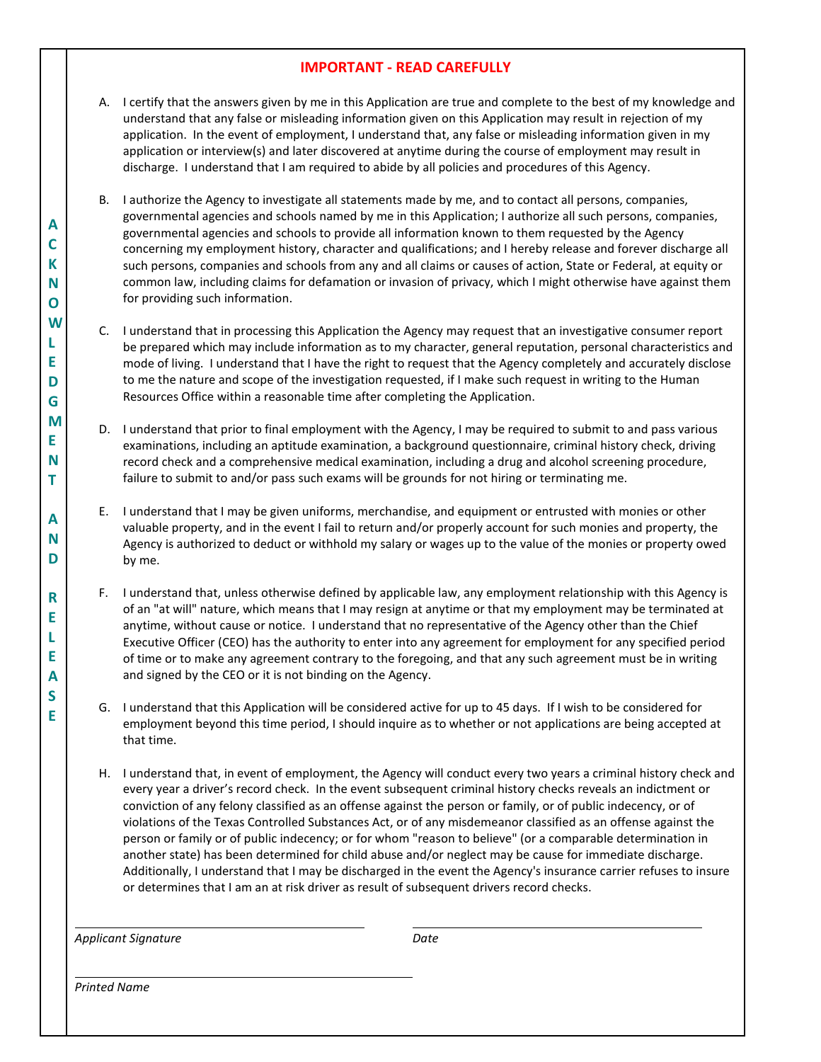# IMPORTANT - READ CAREFULLY

**ACKNOWLEDGMENT AND RELEASE**

A. I certify that the answers given by me in this Application are true and complete to the best of my knowledge and understand that any false or misleading information given on this Application may result in rejection of my application. In the event of employment, I understand that, any false or misleading information given in my application or interview(s) and later discovered at anytime during the course of employment may result in discharge. I understand that I am required to abide by all policies and procedures of this Agency.

B. I authorize the Agency to investigate all statements made by me, and to contact all persons, companies, governmental agencies and schools named by me in this Application; I authorize all such persons, companies, governmental agencies and schools to provide all information known to them requested by the Agency concerning my employment history, character and qualifications; and I hereby release and forever discharge all such persons, companies and schools from any and all claims or causes of action, State or Federal, at equity or common law, including claims for defamation or invasion of privacy, which I might otherwise have against them for providing such information.

C. I understand that in processing this Application the Agency may request that an investigative consumer report be prepared which may include information as to my character, general reputation, personal characteristics and mode of living. I understand that I have the right to request that the Agency completely and accurately disclose to me the nature and scope of the investigation requested, if I make such request in writing to the Human Resources Office within a reasonable time after completing the Application.

D. I understand that prior to final employment with the Agency, I may be required to submit to and pass various examinations, including an aptitude examination, a background questionnaire, criminal history check, driving record check and a comprehensive medical examination, including a drug and alcohol screening procedure, failure to submit to and/or pass such exams will be grounds for not hiring or terminating me.

E. I understand that I may be given uniforms, merchandise, and equipment or entrusted with monies or other valuable property, and in the event I fail to return and/or properly account for such monies and property, the Agency is authorized to deduct or withhold my salary or wages up to the value of the monies or property owed by me.

F. I understand that, unless otherwise defined by applicable law, any employment relationship with this Agency is of an "at will" nature, which means that I may resign at anytime or that my employment may be terminated at anytime, without cause or notice. I understand that no representative of the Agency other than the Chief Executive Officer (CEO) has the authority to enter into any agreement for employment for any specified period of time or to make any agreement contrary to the foregoing, and that any such agreement must be in writing and signed by the CEO or it is not binding on the Agency.

G. I understand that this Application will be considered active for up to 45 days. If I wish to be considered for employment beyond this time period, I should inquire as to whether or not applications are being accepted at that time.

H. I understand that, in event of employment, the Agency will conduct every two years a criminal history check and every year a driver's record check. In the event subsequent criminal history checks reveals an indictment or conviction of any felony classified as an offense against the person or family, or of public indecency, or of violations of the Texas Controlled Substances Act, or of any misdemeanor classified as an offense against the person or family or of public indecency; or for whom "reason to believe" (or a comparable determination in another state) has been determined for child abuse and/or neglect may be cause for immediate discharge. Additionally, I understand that I may be discharged in the event the Agency's insurance carrier refuses to insure or determines that I am an at risk driver as result of subsequent drivers record checks.

\_\_\_\_\_\_\_\_\_\_\_\_\_\_\_\_\_\_\_\_\_\_\_\_\_\_\_\_\_\_\_\_ \_\_\_\_\_\_\_\_\_\_\_\_\_\_\_\_\_\_\_\_\_\_\_\_\_\_\_\_\_\_\_\_

*Applicant Signature* *Date*

\_\_\_\_\_\_\_\_\_\_\_\_\_\_\_\_\_\_\_\_\_\_\_\_\_\_\_\_\_\_\_\_

*Printed Name*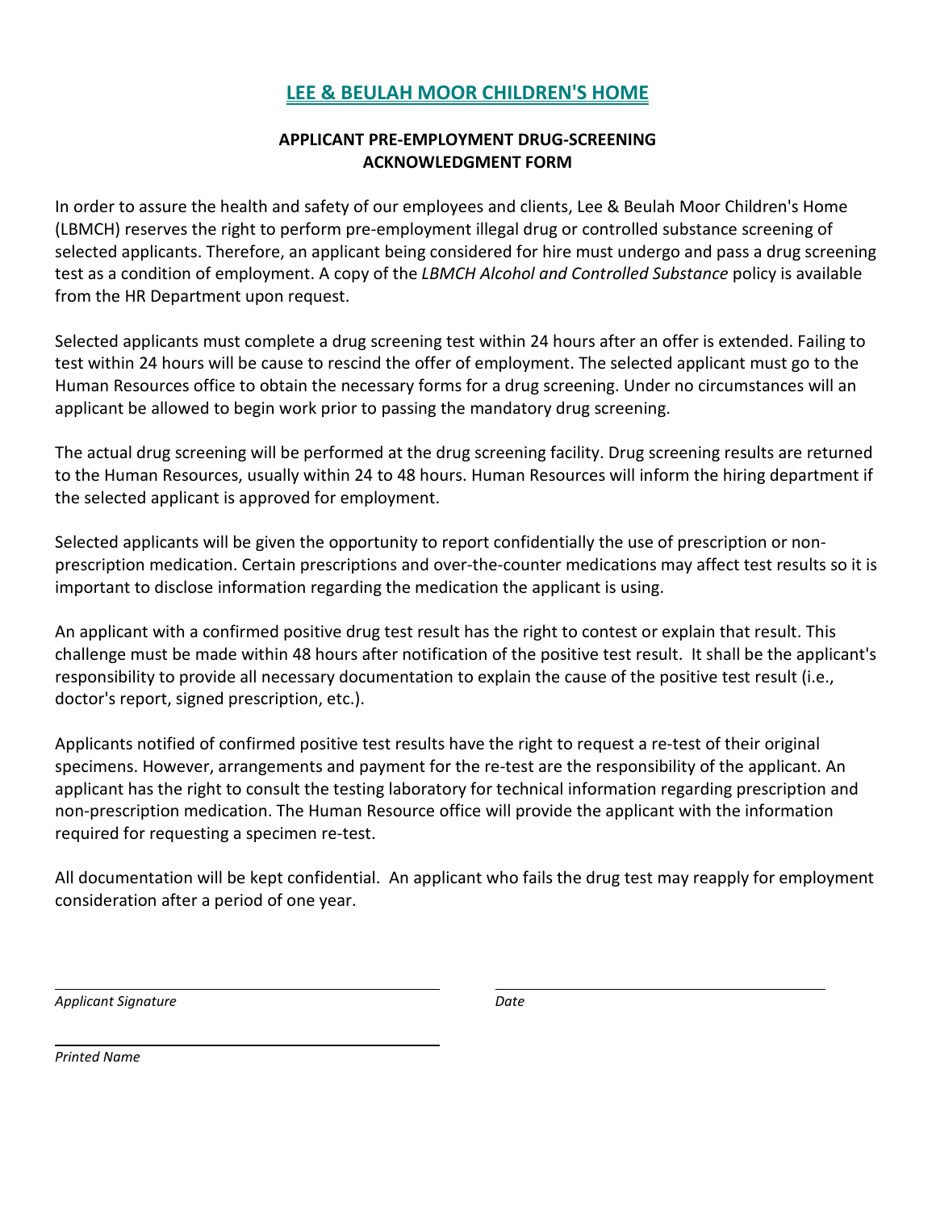## LEE & BEULAH MOOR CHILDREN'S HOME

### APPLICANT PRE-EMPLOYMENT DRUG-SCREENING ACKNOWLEDGMENT FORM

In order to assure the health and safety of our employees and clients, Lee & Beulah Moor Children's Home (LBMCH) reserves the right to perform pre-employment illegal drug or controlled substance screening of selected applicants. Therefore, an applicant being considered for hire must undergo and pass a drug screening test as a condition of employment. A copy of the *LBMCH Alcohol and Controlled Substance* policy is available from the HR Department upon request.

Selected applicants must complete a drug screening test within 24 hours after an offer is extended. Failing to test within 24 hours will be cause to rescind the offer of employment. The selected applicant must go to the Human Resources office to obtain the necessary forms for a drug screening. Under no circumstances will an applicant be allowed to begin work prior to passing the mandatory drug screening.

The actual drug screening will be performed at the drug screening facility. Drug screening results are returned to the Human Resources, usually within 24 to 48 hours. Human Resources will inform the hiring department if the selected applicant is approved for employment.

Selected applicants will be given the opportunity to report confidentially the use of prescription or non-prescription medication. Certain prescriptions and over-the-counter medications may affect test results so it is important to disclose information regarding the medication the applicant is using.

An applicant with a confirmed positive drug test result has the right to contest or explain that result. This challenge must be made within 48 hours after notification of the positive test result. It shall be the applicant's responsibility to provide all necessary documentation to explain the cause of the positive test result (i.e., doctor's report, signed prescription, etc.).

Applicants notified of confirmed positive test results have the right to request a re-test of their original specimens. However, arrangements and payment for the re-test are the responsibility of the applicant. An applicant has the right to consult the testing laboratory for technical information regarding prescription and non-prescription medication. The Human Resource office will provide the applicant with the information required for requesting a specimen re-test.

All documentation will be kept confidential. An applicant who fails the drug test may reapply for employment consideration after a period of one year.

\_\_\_\_\_\_\_\_\_\_\_\_\_\_\_\_\_\_\_\_\_\_\_\_\_\_\_\_\_\_\_\_\_\_\_\_\_\_\_\_ \_\_\_\_\_\_\_\_\_\_\_\_\_\_\_\_\_\_\_\_\_\_\_\_\_\_\_\_\_\_\_\_\_\_

*Applicant Signature* *Date*

\_\_\_\_\_\_\_\_\_\_\_\_\_\_\_\_\_\_\_\_\_\_\_\_\_\_\_\_\_\_\_\_\_\_\_\_\_\_\_\_

*Printed Name*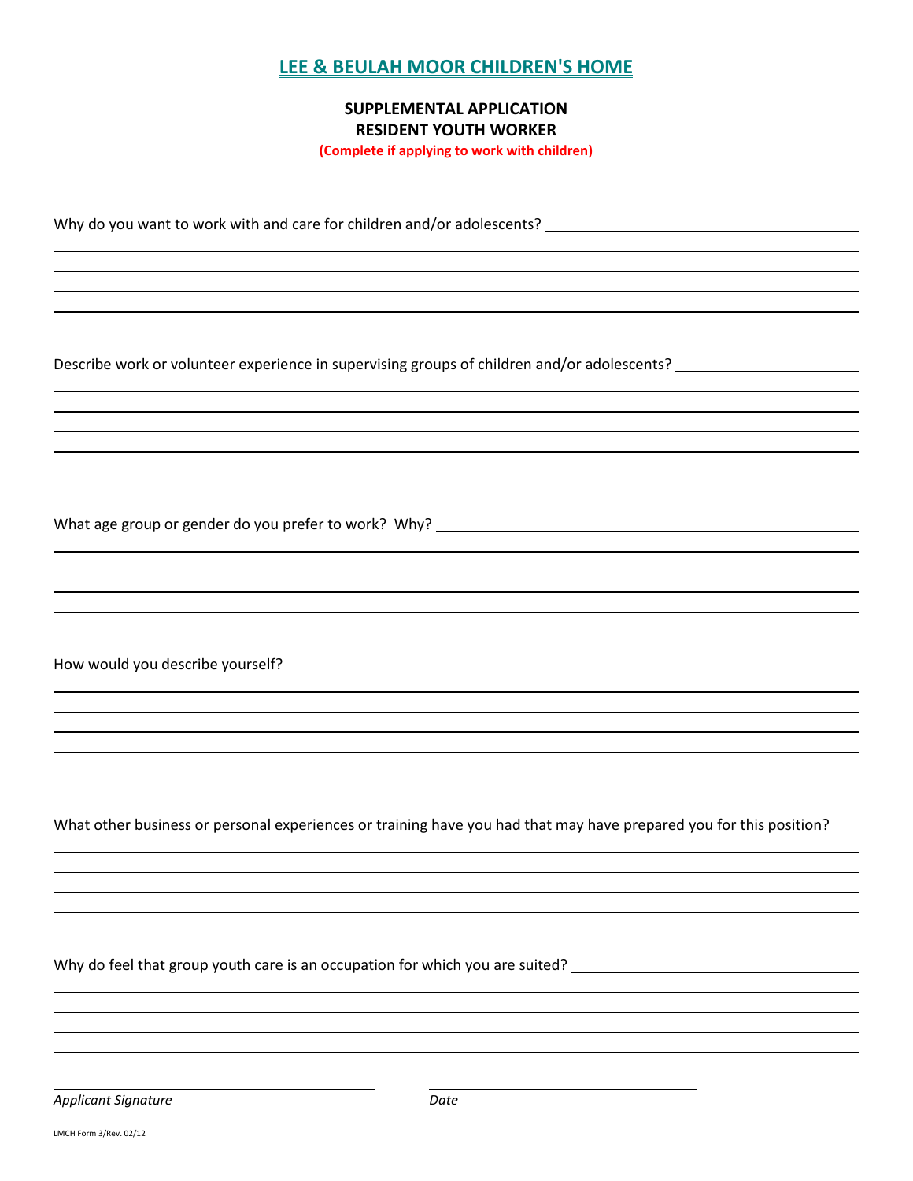# LEE & BEULAH MOOR CHILDREN'S HOME

**SUPPLEMENTAL APPLICATION**
**RESIDENT YOUTH WORKER**
**(Complete if applying to work with children)**

Why do you want to work with and care for children and/or adolescents? ______________________________

Describe work or volunteer experience in supervising groups of children and/or adolescents? ______________________________

What age group or gender do you prefer to work? Why? ______________________________

How would you describe yourself? ______________________________

What other business or personal experiences or training have you had that may have prepared you for this position?

______________________________

Why do feel that group youth care is an occupation for which you are suited? ______________________________

______________________________ ______________________________
*Applicant Signature* *Date*

LMCH Form 3/Rev. 02/12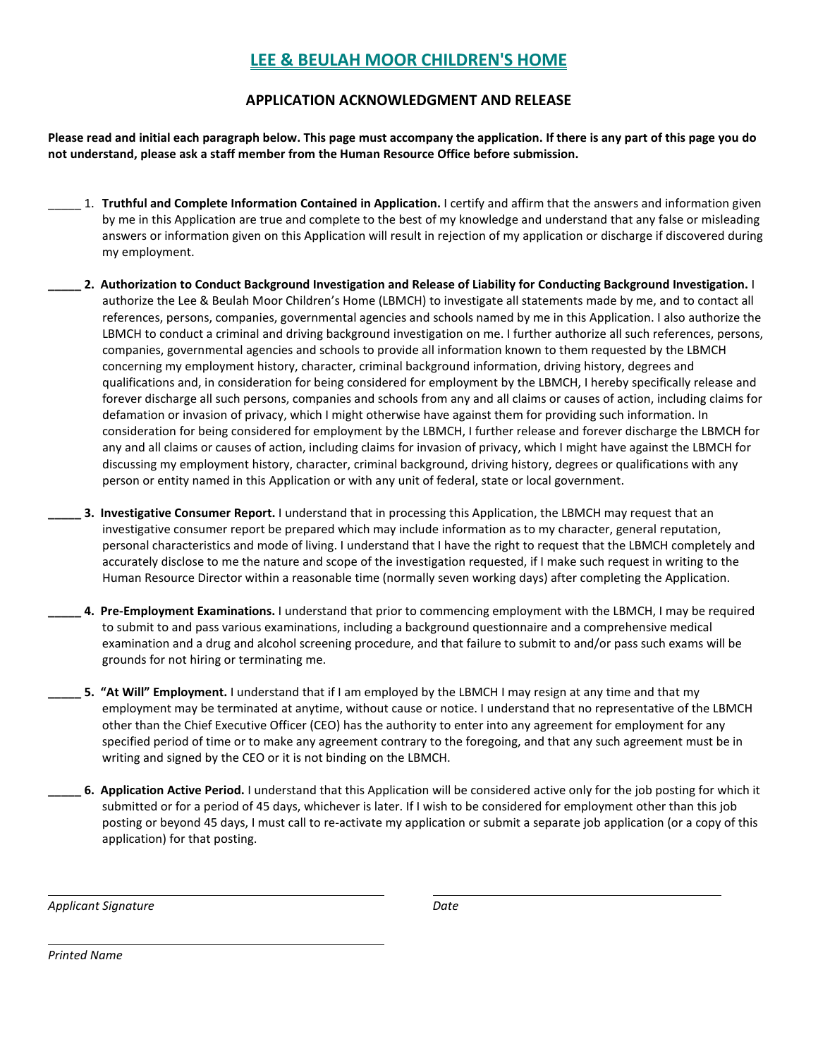# LEE & BEULAH MOOR CHILDREN'S HOME

## APPLICATION ACKNOWLEDGMENT AND RELEASE

**Please read and initial each paragraph below. This page must accompany the application. If there is any part of this page you do not understand, please ask a staff member from the Human Resource Office before submission.**

_____ 1. **Truthful and Complete Information Contained in Application.** I certify and affirm that the answers and information given by me in this Application are true and complete to the best of my knowledge and understand that any false or misleading answers or information given on this Application will result in rejection of my application or discharge if discovered during my employment.

_____ 2. **Authorization to Conduct Background Investigation and Release of Liability for Conducting Background Investigation.** I authorize the Lee & Beulah Moor Children's Home (LBMCH) to investigate all statements made by me, and to contact all references, persons, companies, governmental agencies and schools named by me in this Application. I also authorize the LBMCH to conduct a criminal and driving background investigation on me. I further authorize all such references, persons, companies, governmental agencies and schools to provide all information known to them requested by the LBMCH concerning my employment history, character, criminal background information, driving history, degrees and qualifications and, in consideration for being considered for employment by the LBMCH, I hereby specifically release and forever discharge all such persons, companies and schools from any and all claims or causes of action, including claims for defamation or invasion of privacy, which I might otherwise have against them for providing such information. In consideration for being considered for employment by the LBMCH, I further release and forever discharge the LBMCH for any and all claims or causes of action, including claims for invasion of privacy, which I might have against the LBMCH for discussing my employment history, character, criminal background, driving history, degrees or qualifications with any person or entity named in this Application or with any unit of federal, state or local government.

_____ 3. **Investigative Consumer Report.** I understand that in processing this Application, the LBMCH may request that an investigative consumer report be prepared which may include information as to my character, general reputation, personal characteristics and mode of living. I understand that I have the right to request that the LBMCH completely and accurately disclose to me the nature and scope of the investigation requested, if I make such request in writing to the Human Resource Director within a reasonable time (normally seven working days) after completing the Application.

_____ 4. **Pre-Employment Examinations.** I understand that prior to commencing employment with the LBMCH, I may be required to submit to and pass various examinations, including a background questionnaire and a comprehensive medical examination and a drug and alcohol screening procedure, and that failure to submit to and/or pass such exams will be grounds for not hiring or terminating me.

_____ 5. **"At Will" Employment.** I understand that if I am employed by the LBMCH I may resign at any time and that my employment may be terminated at anytime, without cause or notice. I understand that no representative of the LBMCH other than the Chief Executive Officer (CEO) has the authority to enter into any agreement for employment for any specified period of time or to make any agreement contrary to the foregoing, and that any such agreement must be in writing and signed by the CEO or it is not binding on the LBMCH.

_____ 6. **Application Active Period.** I understand that this Application will be considered active only for the job posting for which it submitted or for a period of 45 days, whichever is later. If I wish to be considered for employment other than this job posting or beyond 45 days, I must call to re-activate my application or submit a separate job application (or a copy of this application) for that posting.

______________________________________________ ______________________________________

*Applicant Signature* *Date*

______________________________________________

*Printed Name*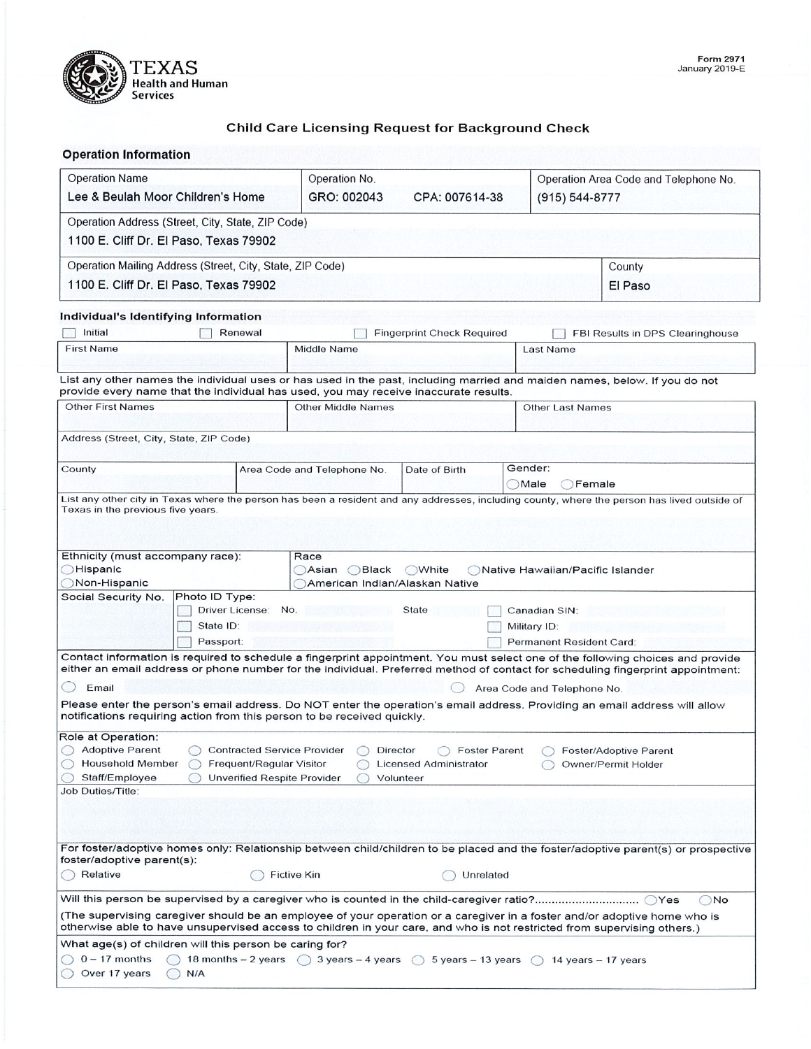TEXAS Health and Human Services

Form 2971
January 2019-E

# Child Care Licensing Request for Background Check

## Operation Information

| Operation Name | Operation No. | | Operation Area Code and Telephone No. |
|---|---|---|---|
| Lee & Beulah Moor Children's Home | GRO: 002043 | CPA: 007614-38 | (915) 544-8777 |

| | |
|---|---|
| Operation Address (Street, City, State, ZIP Code) | |
| 1100 E. Cliff Dr. El Paso, Texas 79902 | |
| Operation Mailing Address (Street, City, State, ZIP Code) | County |
| 1100 E. Cliff Dr. El Paso, Texas 79902 | El Paso |

### Individual's Identifying Information

☐ Initial ☐ Renewal ☐ Fingerprint Check Required ☐ FBI Results in DPS Clearinghouse

| First Name | Middle Name | Last Name |
|---|---|---|
| | | |

List any other names the individual uses or has used in the past, including married and maiden names, below. If you do not provide every name that the individual has used, you may receive inaccurate results.

| Other First Names | Other Middle Names | Other Last Names |
|---|---|---|
| | | |

Address (Street, City, State, ZIP Code)

| County | Area Code and Telephone No. | Date of Birth | Gender: ◯ Male ◯ Female |
|---|---|---|---|
| | | | |

List any other city in Texas where the person has been a resident and any addresses, including county, where the person has lived outside of Texas in the previous five years.

Ethnicity (must accompany race): ◯ Hispanic ◯ Non-Hispanic

Race: ◯ Asian ◯ Black ◯ White ◯ Native Hawaiian/Pacific Islander ◯ American Indian/Alaskan Native

Social Security No.

Photo ID Type:
- ☐ Driver License: No. State
- ☐ State ID:
- ☐ Passport:
- ☐ Canadian SIN:
- ☐ Military ID:
- ☐ Permanent Resident Card:

Contact information is required to schedule a fingerprint appointment. You must select one of the following choices and provide either an email address or phone number for the individual. Preferred method of contact for scheduling fingerprint appointment:

◯ Email ◯ Area Code and Telephone No.

Please enter the person's email address. Do NOT enter the operation's email address. Providing an email address will allow notifications requiring action from this person to be received quickly.

Role at Operation:
- ◯ Adoptive Parent ◯ Contracted Service Provider ◯ Director ◯ Foster Parent ◯ Foster/Adoptive Parent
- ◯ Household Member ◯ Frequent/Regular Visitor ◯ Licensed Administrator ◯ Owner/Permit Holder
- ◯ Staff/Employee ◯ Unverified Respite Provider ◯ Volunteer

Job Duties/Title:

For foster/adoptive homes only: Relationship between child/children to be placed and the foster/adoptive parent(s) or prospective foster/adoptive parent(s):

◯ Relative ◯ Fictive Kin ◯ Unrelated

Will this person be supervised by a caregiver who is counted in the child-caregiver ratio?.............................. ◯ Yes ◯ No

(The supervising caregiver should be an employee of your operation or a caregiver in a foster and/or adoptive home who is otherwise able to have unsupervised access to children in your care, and who is not restricted from supervising others.)

What age(s) of children will this person be caring for?

◯ 0 – 17 months ◯ 18 months – 2 years ◯ 3 years – 4 years ◯ 5 years – 13 years ◯ 14 years – 17 years
◯ Over 17 years ◯ N/A